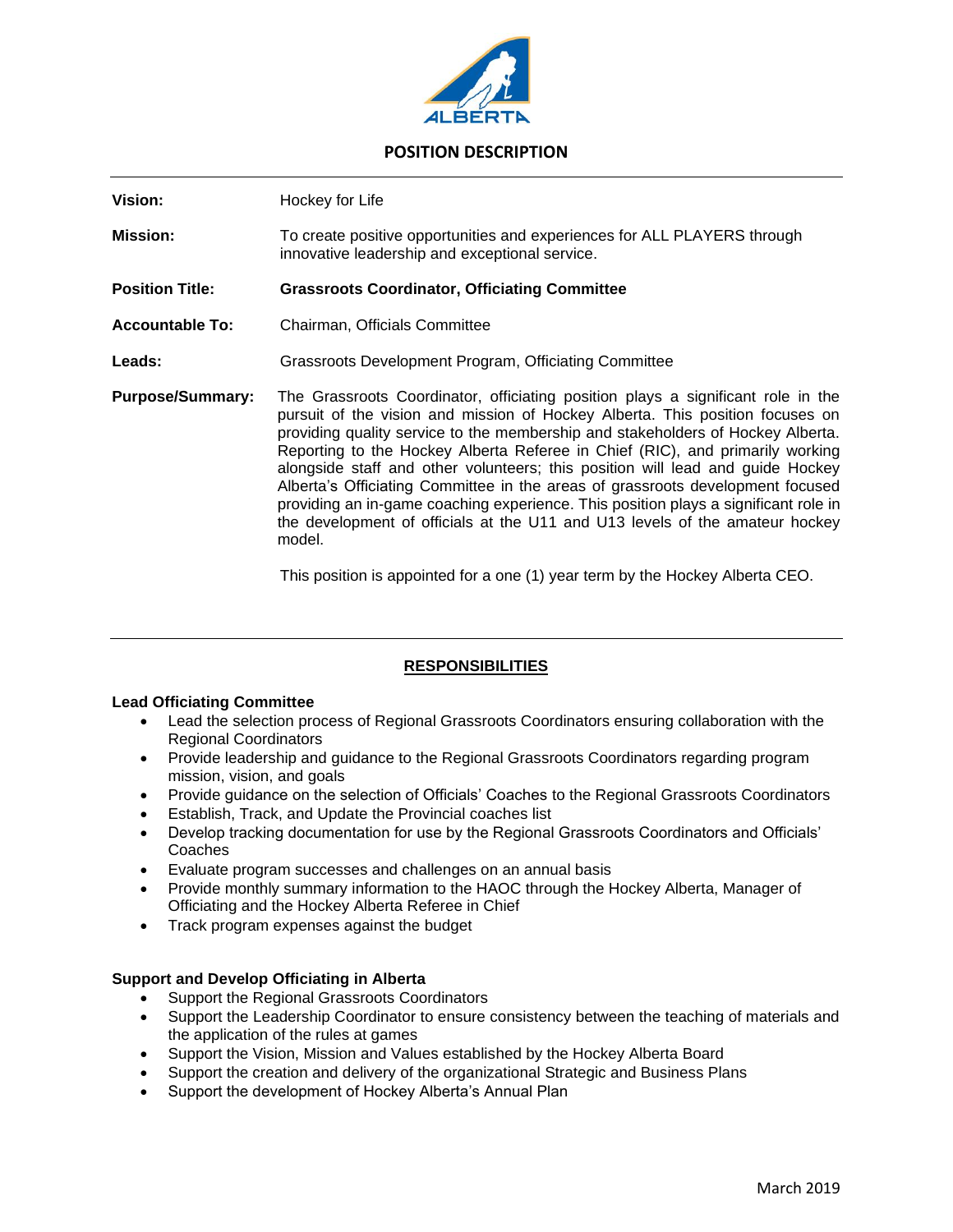# POSITION DESCRIPTION

**Vision:** Hockey for Life

**Mission:** To create positive opportunities and experiences for ALL PLAYERS through innovative leadership and exceptional service.

**Position Title:** **Grassroots Coordinator, Officiating Committee**

**Accountable To:** Chairman, Officials Committee

**Leads:** Grassroots Development Program, Officiating Committee

**Purpose/Summary:** The Grassroots Coordinator, officiating position plays a significant role in the pursuit of the vision and mission of Hockey Alberta. This position focuses on providing quality service to the membership and stakeholders of Hockey Alberta. Reporting to the Hockey Alberta Referee in Chief (RIC), and primarily working alongside staff and other volunteers; this position will lead and guide Hockey Alberta's Officiating Committee in the areas of grassroots development focused providing an in-game coaching experience. This position plays a significant role in the development of officials at the U11 and U13 levels of the amateur hockey model.

This position is appointed for a one (1) year term by the Hockey Alberta CEO.

---

## RESPONSIBILITIES

### Lead Officiating Committee

- Lead the selection process of Regional Grassroots Coordinators ensuring collaboration with the Regional Coordinators
- Provide leadership and guidance to the Regional Grassroots Coordinators regarding program mission, vision, and goals
- Provide guidance on the selection of Officials' Coaches to the Regional Grassroots Coordinators
- Establish, Track, and Update the Provincial coaches list
- Develop tracking documentation for use by the Regional Grassroots Coordinators and Officials' Coaches
- Evaluate program successes and challenges on an annual basis
- Provide monthly summary information to the HAOC through the Hockey Alberta, Manager of Officiating and the Hockey Alberta Referee in Chief
- Track program expenses against the budget

### Support and Develop Officiating in Alberta

- Support the Regional Grassroots Coordinators
- Support the Leadership Coordinator to ensure consistency between the teaching of materials and the application of the rules at games
- Support the Vision, Mission and Values established by the Hockey Alberta Board
- Support the creation and delivery of the organizational Strategic and Business Plans
- Support the development of Hockey Alberta's Annual Plan

March 2019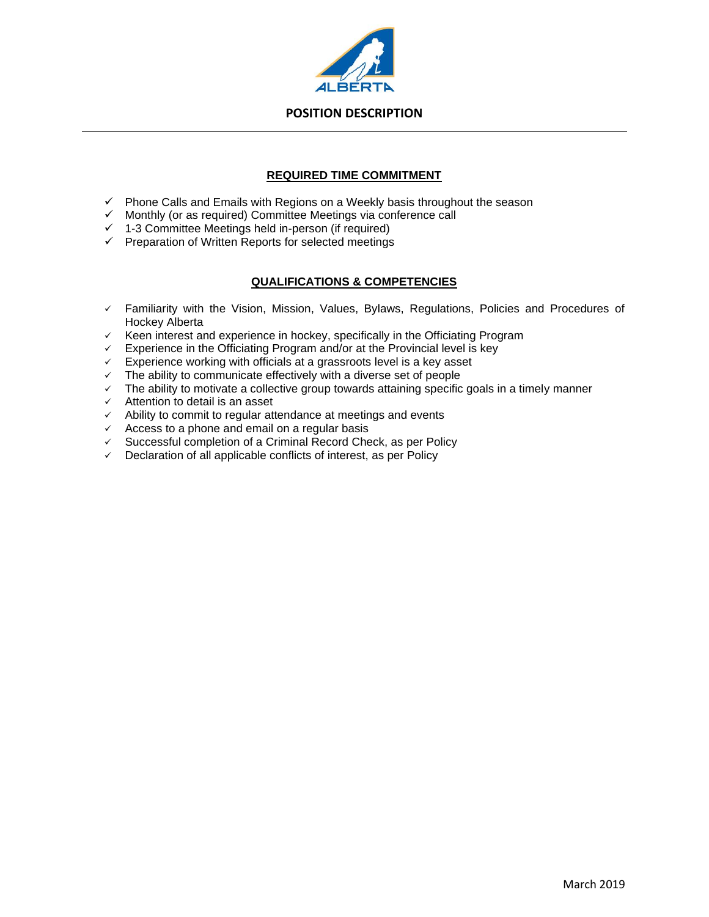ALBERTA

# POSITION DESCRIPTION

---

## REQUIRED TIME COMMITMENT

- ✓ Phone Calls and Emails with Regions on a Weekly basis throughout the season
- ✓ Monthly (or as required) Committee Meetings via conference call
- ✓ 1-3 Committee Meetings held in-person (if required)
- ✓ Preparation of Written Reports for selected meetings

## QUALIFICATIONS & COMPETENCIES

- ✓ Familiarity with the Vision, Mission, Values, Bylaws, Regulations, Policies and Procedures of Hockey Alberta
- ✓ Keen interest and experience in hockey, specifically in the Officiating Program
- ✓ Experience in the Officiating Program and/or at the Provincial level is key
- ✓ Experience working with officials at a grassroots level is a key asset
- ✓ The ability to communicate effectively with a diverse set of people
- ✓ The ability to motivate a collective group towards attaining specific goals in a timely manner
- ✓ Attention to detail is an asset
- ✓ Ability to commit to regular attendance at meetings and events
- ✓ Access to a phone and email on a regular basis
- ✓ Successful completion of a Criminal Record Check, as per Policy
- ✓ Declaration of all applicable conflicts of interest, as per Policy

March 2019